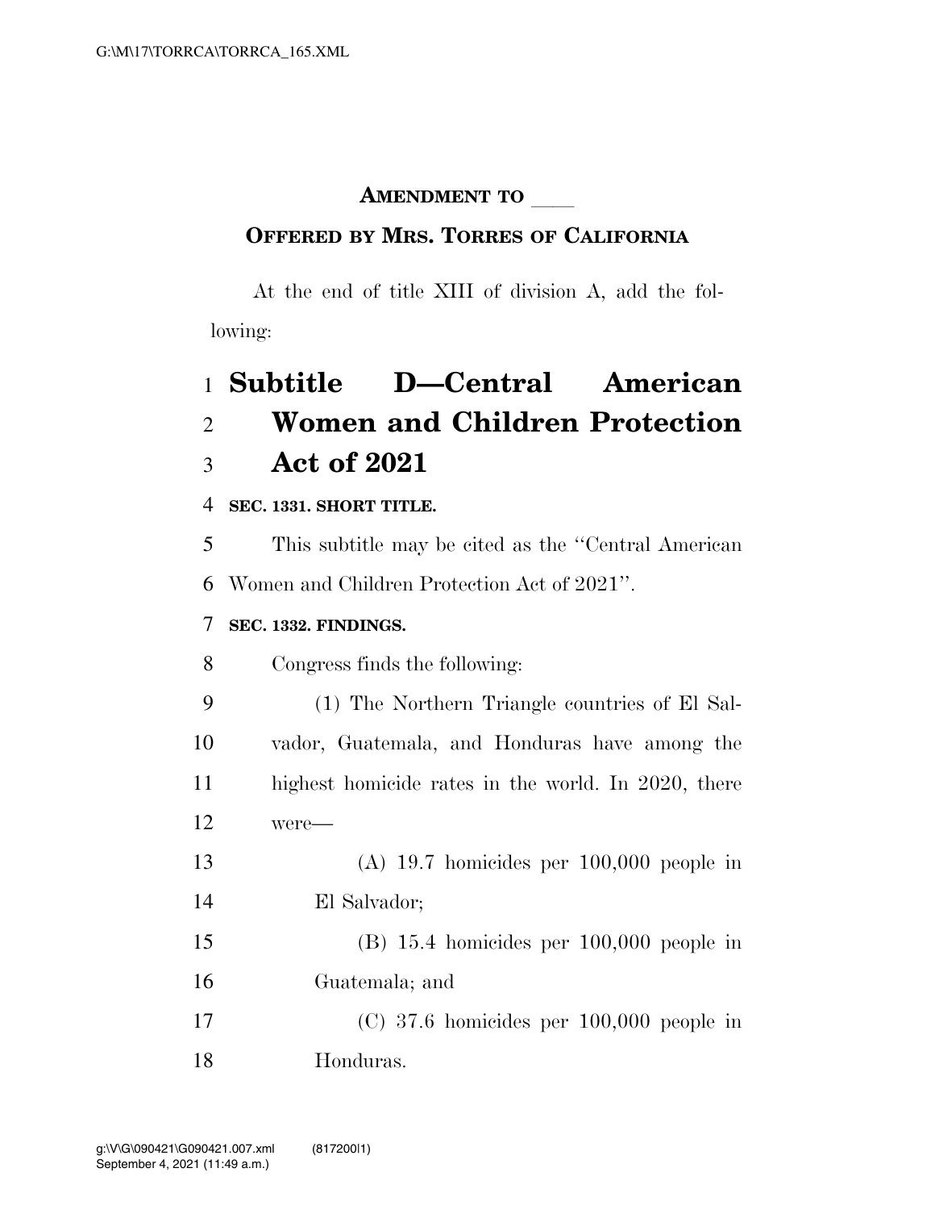**AMENDMENT TO \_\_\_\_**

**OFFERED BY MRS. TORRES OF CALIFORNIA**

At the end of title XIII of division A, add the following:

# Subtitle D—Central American Women and Children Protection Act of 2021

**SEC. 1331. SHORT TITLE.**

This subtitle may be cited as the ''Central American Women and Children Protection Act of 2021''.

**SEC. 1332. FINDINGS.**

Congress finds the following:

(1) The Northern Triangle countries of El Salvador, Guatemala, and Honduras have among the highest homicide rates in the world. In 2020, there were—

(A) 19.7 homicides per 100,000 people in El Salvador;

(B) 15.4 homicides per 100,000 people in Guatemala; and

(C) 37.6 homicides per 100,000 people in Honduras.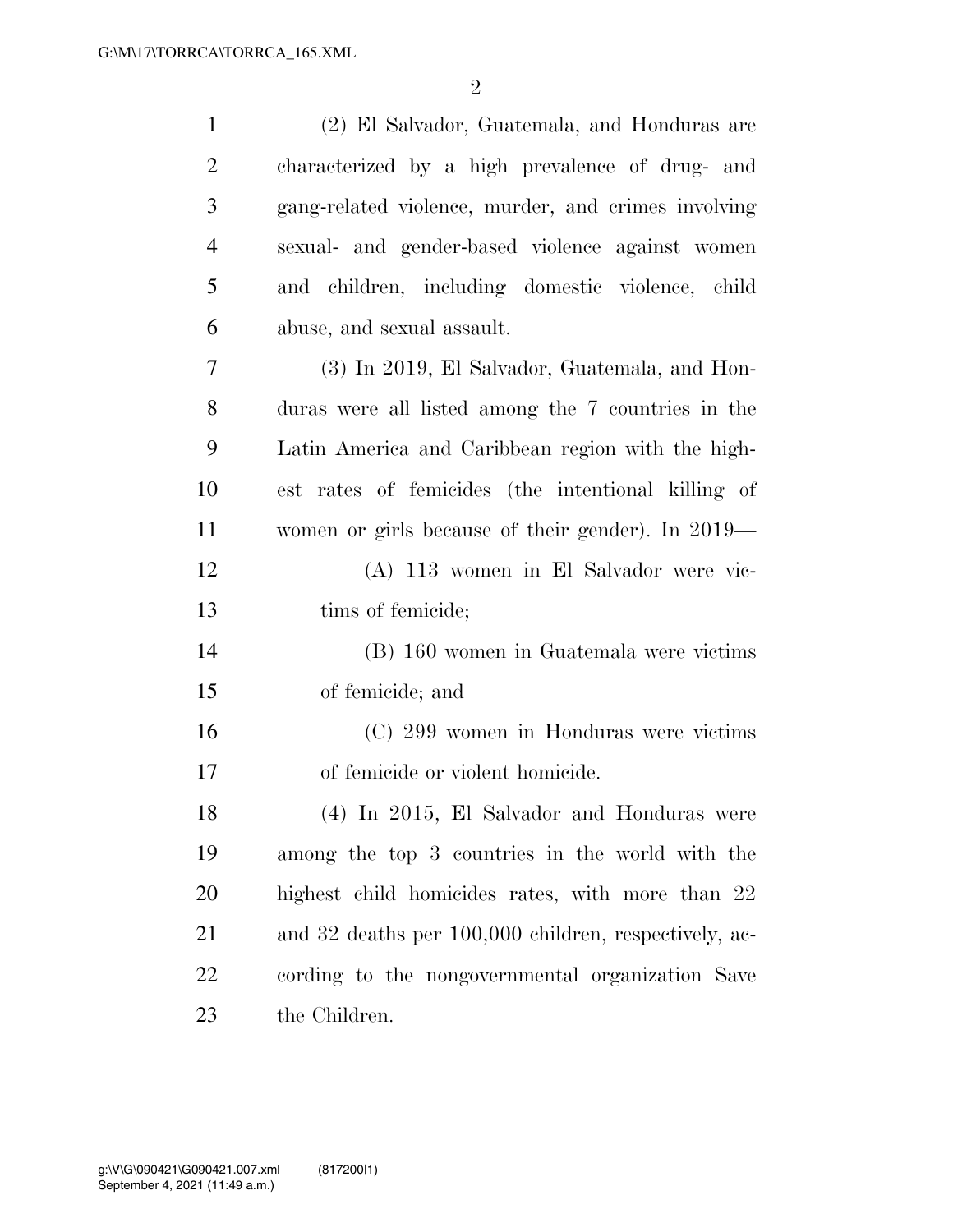(2) El Salvador, Guatemala, and Honduras are characterized by a high prevalence of drug- and gang-related violence, murder, and crimes involving sexual- and gender-based violence against women and children, including domestic violence, child abuse, and sexual assault.

(3) In 2019, El Salvador, Guatemala, and Honduras were all listed among the 7 countries in the Latin America and Caribbean region with the highest rates of femicides (the intentional killing of women or girls because of their gender). In 2019—

(A) 113 women in El Salvador were victims of femicide;

(B) 160 women in Guatemala were victims of femicide; and

(C) 299 women in Honduras were victims of femicide or violent homicide.

(4) In 2015, El Salvador and Honduras were among the top 3 countries in the world with the highest child homicides rates, with more than 22 and 32 deaths per 100,000 children, respectively, according to the nongovernmental organization Save the Children.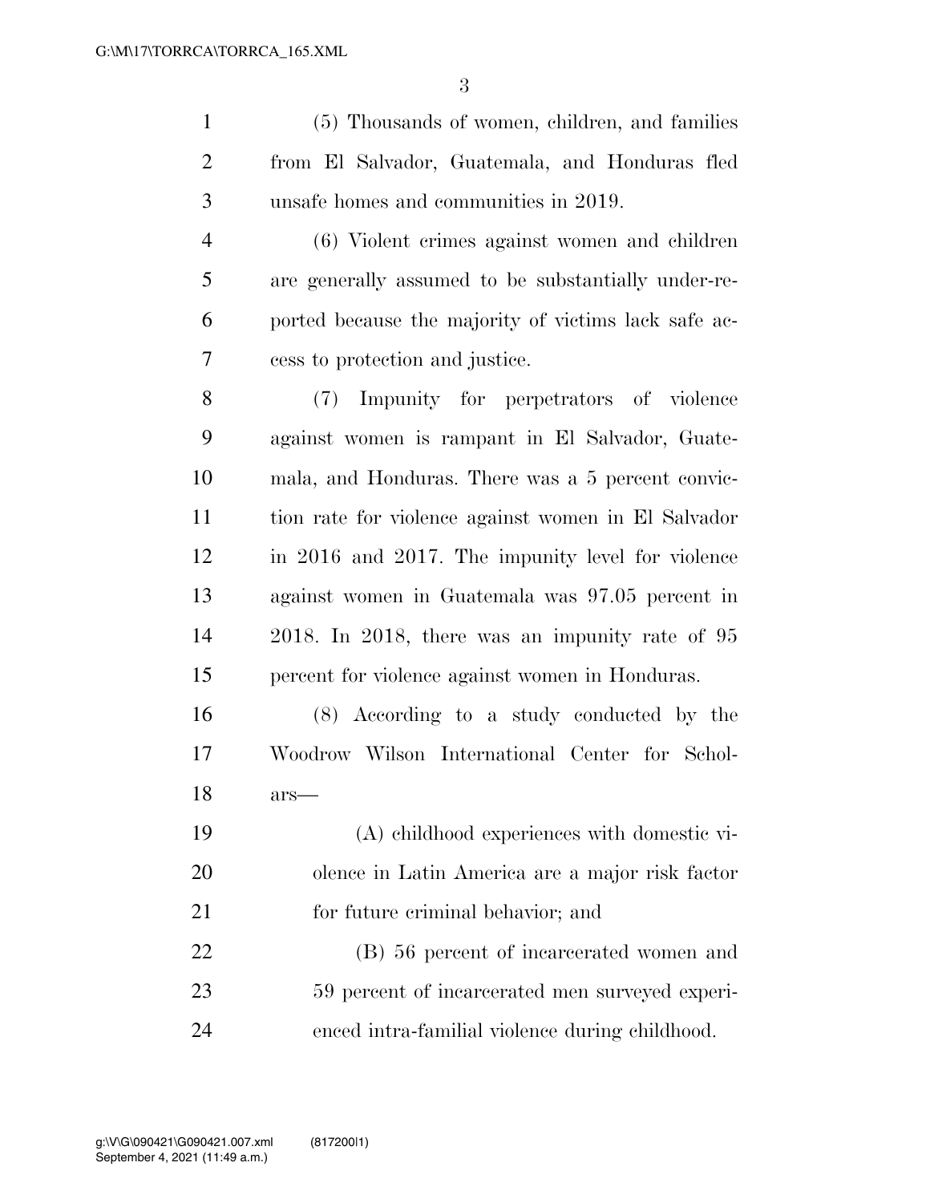(5) Thousands of women, children, and families from El Salvador, Guatemala, and Honduras fled unsafe homes and communities in 2019.

(6) Violent crimes against women and children are generally assumed to be substantially under-reported because the majority of victims lack safe access to protection and justice.

(7) Impunity for perpetrators of violence against women is rampant in El Salvador, Guatemala, and Honduras. There was a 5 percent conviction rate for violence against women in El Salvador in 2016 and 2017. The impunity level for violence against women in Guatemala was 97.05 percent in 2018. In 2018, there was an impunity rate of 95 percent for violence against women in Honduras.

(8) According to a study conducted by the Woodrow Wilson International Center for Scholars—

(A) childhood experiences with domestic violence in Latin America are a major risk factor for future criminal behavior; and

(B) 56 percent of incarcerated women and 59 percent of incarcerated men surveyed experienced intra-familial violence during childhood.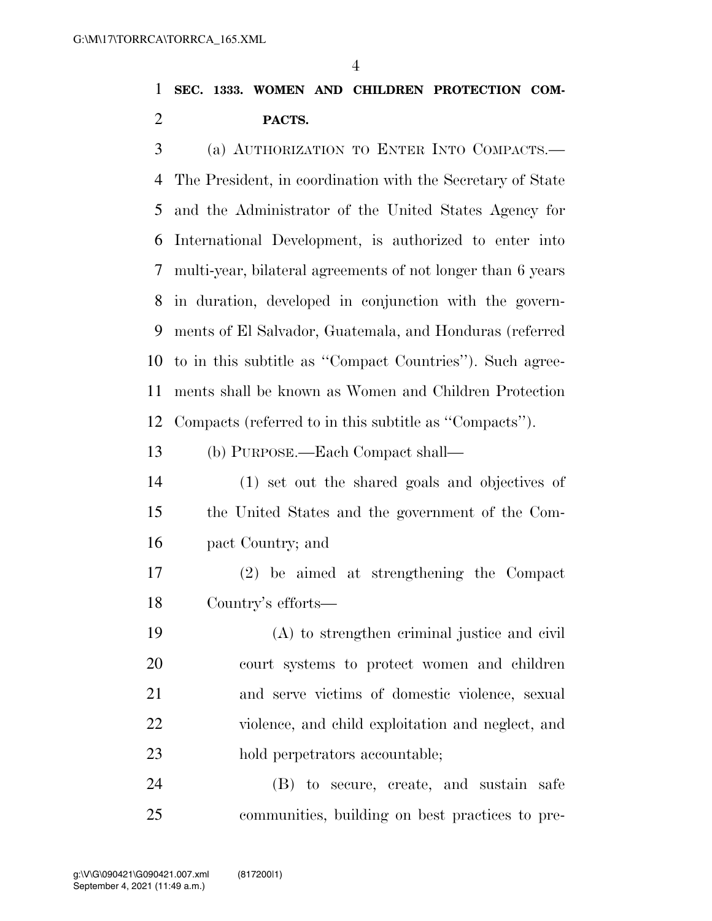**SEC. 1333. WOMEN AND CHILDREN PROTECTION COMPACTS.**

(a) AUTHORIZATION TO ENTER INTO COMPACTS.—The President, in coordination with the Secretary of State and the Administrator of the United States Agency for International Development, is authorized to enter into multi-year, bilateral agreements of not longer than 6 years in duration, developed in conjunction with the governments of El Salvador, Guatemala, and Honduras (referred to in this subtitle as ''Compact Countries''). Such agreements shall be known as Women and Children Protection Compacts (referred to in this subtitle as ''Compacts'').

(b) PURPOSE.—Each Compact shall—

(1) set out the shared goals and objectives of the United States and the government of the Compact Country; and

(2) be aimed at strengthening the Compact Country's efforts—

(A) to strengthen criminal justice and civil court systems to protect women and children and serve victims of domestic violence, sexual violence, and child exploitation and neglect, and hold perpetrators accountable;

(B) to secure, create, and sustain safe communities, building on best practices to pre-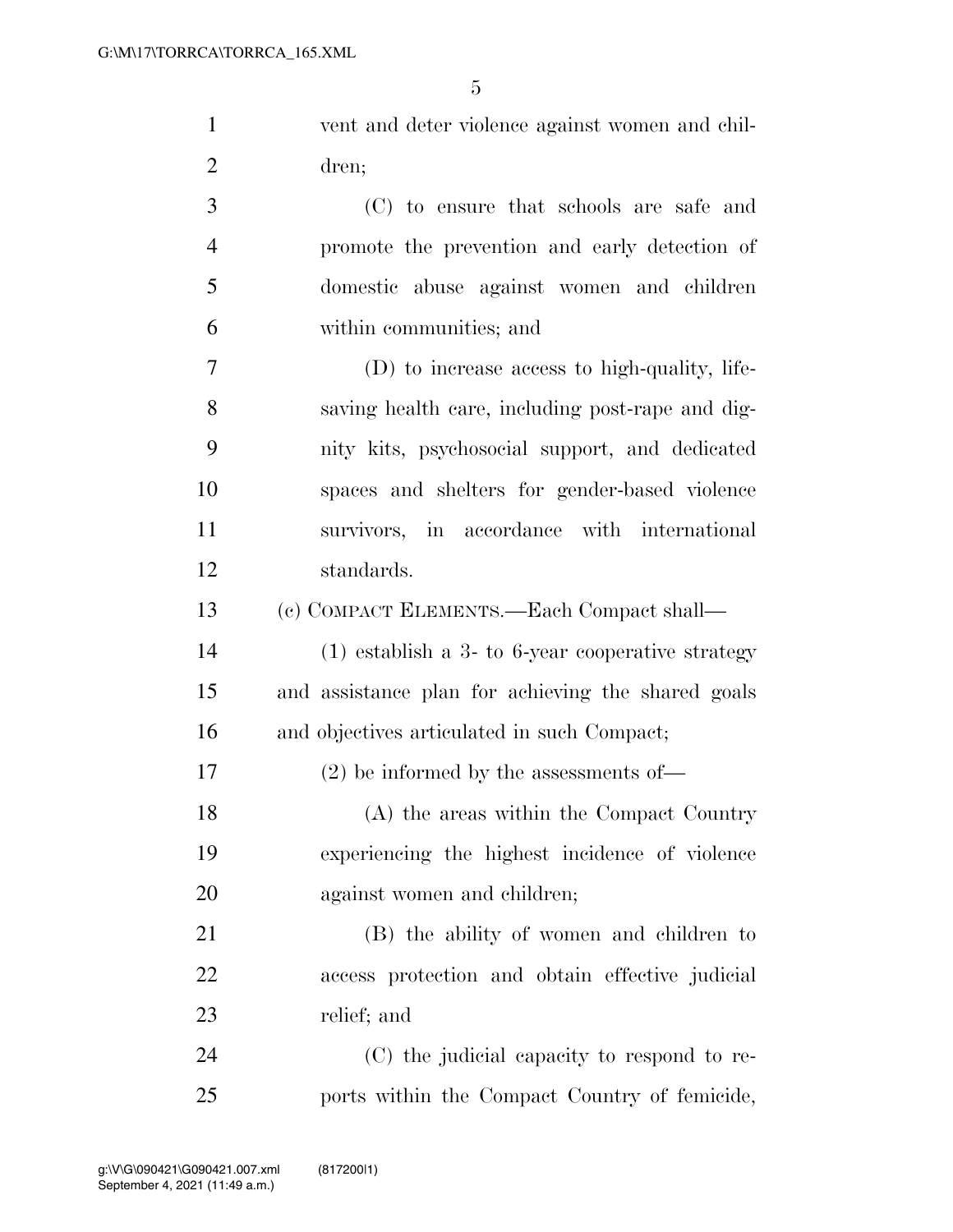vent and deter violence against women and children;

(C) to ensure that schools are safe and promote the prevention and early detection of domestic abuse against women and children within communities; and

(D) to increase access to high-quality, life-saving health care, including post-rape and dignity kits, psychosocial support, and dedicated spaces and shelters for gender-based violence survivors, in accordance with international standards.

(c) COMPACT ELEMENTS.—Each Compact shall—

(1) establish a 3- to 6-year cooperative strategy and assistance plan for achieving the shared goals and objectives articulated in such Compact;

(2) be informed by the assessments of—

(A) the areas within the Compact Country experiencing the highest incidence of violence against women and children;

(B) the ability of women and children to access protection and obtain effective judicial relief; and

(C) the judicial capacity to respond to reports within the Compact Country of femicide,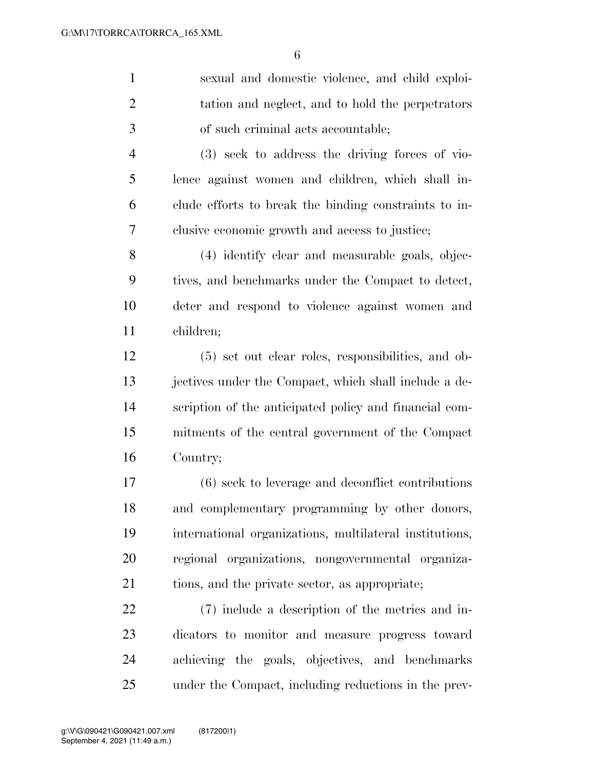sexual and domestic violence, and child exploitation and neglect, and to hold the perpetrators of such criminal acts accountable;

(3) seek to address the driving forces of violence against women and children, which shall include efforts to break the binding constraints to inclusive economic growth and access to justice;

(4) identify clear and measurable goals, objectives, and benchmarks under the Compact to detect, deter and respond to violence against women and children;

(5) set out clear roles, responsibilities, and objectives under the Compact, which shall include a description of the anticipated policy and financial commitments of the central government of the Compact Country;

(6) seek to leverage and deconflict contributions and complementary programming by other donors, international organizations, multilateral institutions, regional organizations, nongovernmental organizations, and the private sector, as appropriate;

(7) include a description of the metrics and indicators to monitor and measure progress toward achieving the goals, objectives, and benchmarks under the Compact, including reductions in the prev-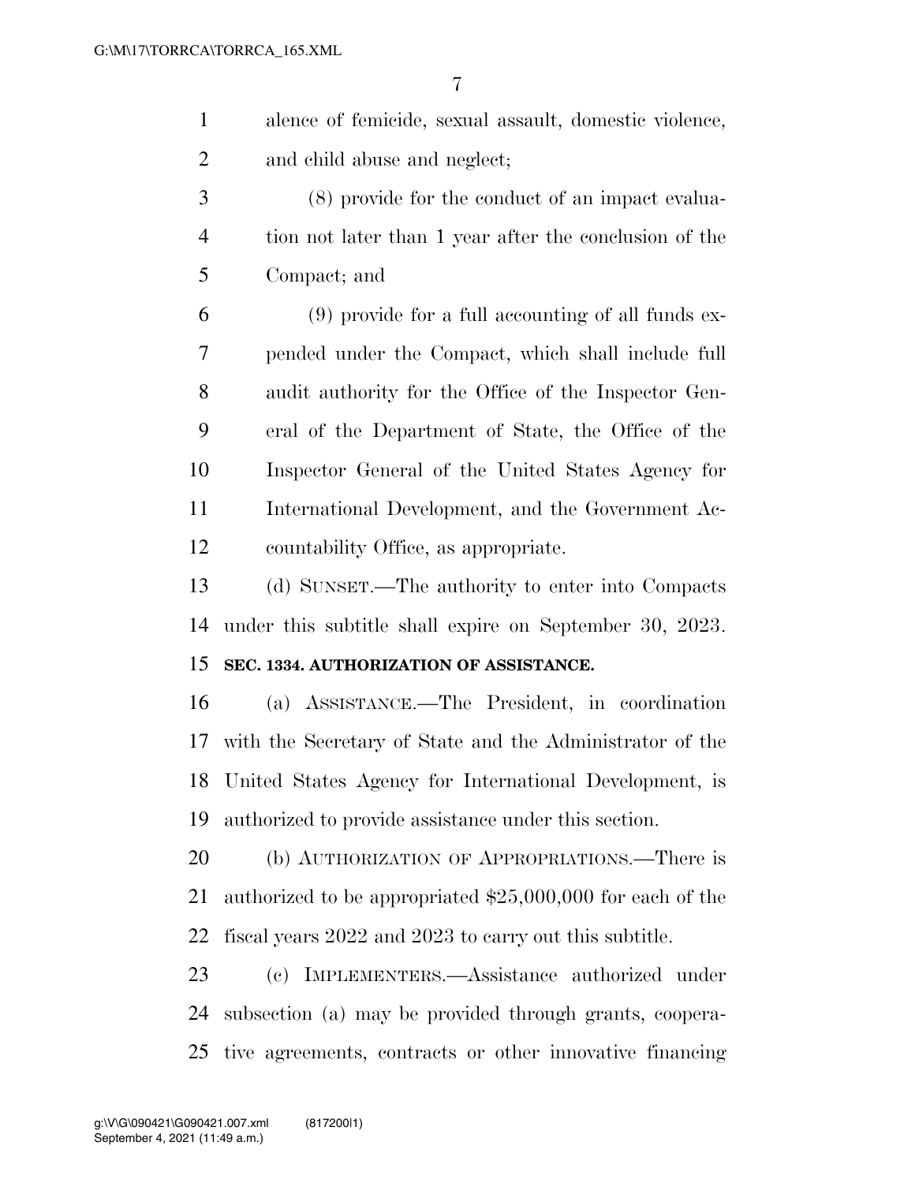alence of femicide, sexual assault, domestic violence, and child abuse and neglect;

(8) provide for the conduct of an impact evaluation not later than 1 year after the conclusion of the Compact; and

(9) provide for a full accounting of all funds expended under the Compact, which shall include full audit authority for the Office of the Inspector General of the Department of State, the Office of the Inspector General of the United States Agency for International Development, and the Government Accountability Office, as appropriate.

(d) SUNSET.—The authority to enter into Compacts under this subtitle shall expire on September 30, 2023.

**SEC. 1334. AUTHORIZATION OF ASSISTANCE.**

(a) ASSISTANCE.—The President, in coordination with the Secretary of State and the Administrator of the United States Agency for International Development, is authorized to provide assistance under this section.

(b) AUTHORIZATION OF APPROPRIATIONS.—There is authorized to be appropriated $25,000,000 for each of the fiscal years 2022 and 2023 to carry out this subtitle.

(c) IMPLEMENTERS.—Assistance authorized under subsection (a) may be provided through grants, cooperative agreements, contracts or other innovative financing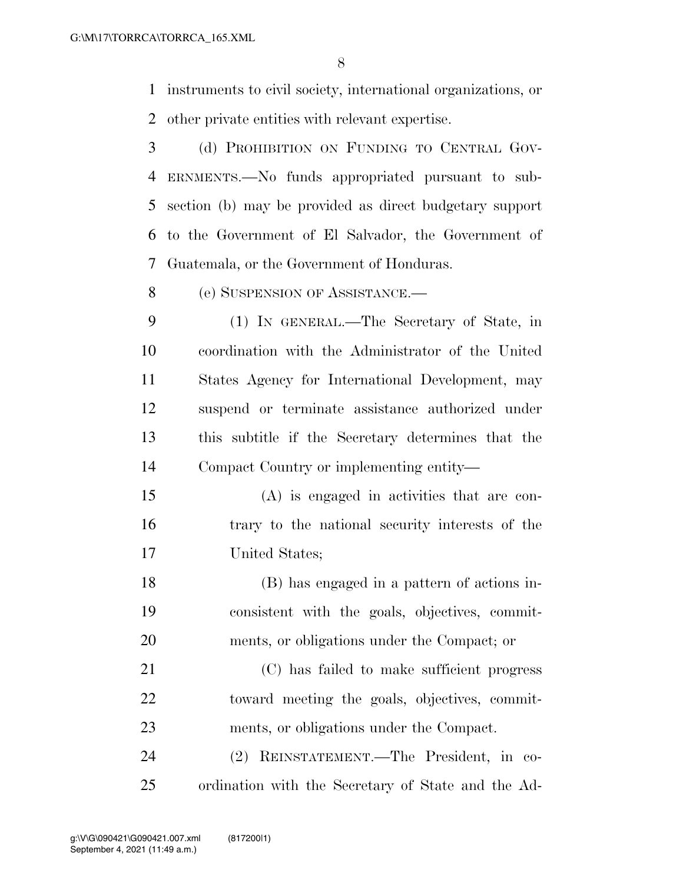instruments to civil society, international organizations, or other private entities with relevant expertise.

(d) PROHIBITION ON FUNDING TO CENTRAL GOVERNMENTS.—No funds appropriated pursuant to subsection (b) may be provided as direct budgetary support to the Government of El Salvador, the Government of Guatemala, or the Government of Honduras.

(e) SUSPENSION OF ASSISTANCE.—

(1) IN GENERAL.—The Secretary of State, in coordination with the Administrator of the United States Agency for International Development, may suspend or terminate assistance authorized under this subtitle if the Secretary determines that the Compact Country or implementing entity—

(A) is engaged in activities that are contrary to the national security interests of the United States;

(B) has engaged in a pattern of actions inconsistent with the goals, objectives, commitments, or obligations under the Compact; or

(C) has failed to make sufficient progress toward meeting the goals, objectives, commitments, or obligations under the Compact.

(2) REINSTATEMENT.—The President, in coordination with the Secretary of State and the Ad-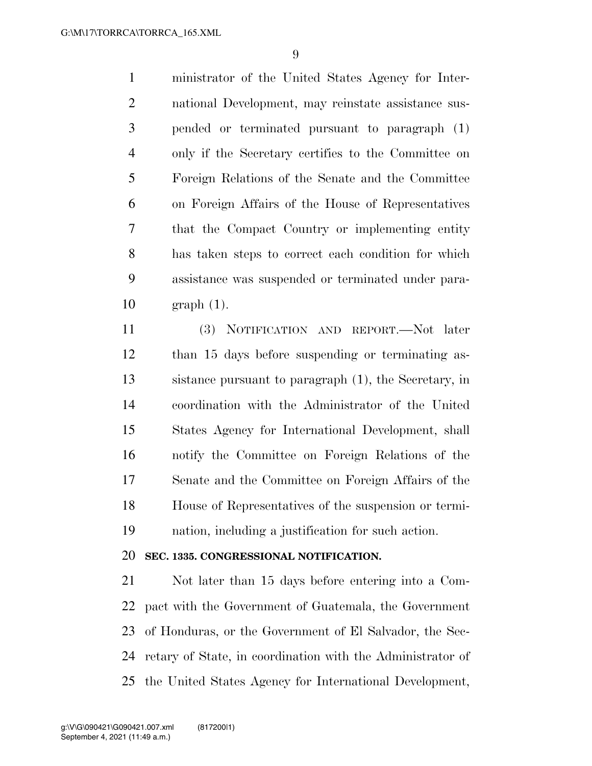ministrator of the United States Agency for International Development, may reinstate assistance suspended or terminated pursuant to paragraph (1) only if the Secretary certifies to the Committee on Foreign Relations of the Senate and the Committee on Foreign Affairs of the House of Representatives that the Compact Country or implementing entity has taken steps to correct each condition for which assistance was suspended or terminated under paragraph (1).

(3) NOTIFICATION AND REPORT.—Not later than 15 days before suspending or terminating assistance pursuant to paragraph (1), the Secretary, in coordination with the Administrator of the United States Agency for International Development, shall notify the Committee on Foreign Relations of the Senate and the Committee on Foreign Affairs of the House of Representatives of the suspension or termination, including a justification for such action.

**SEC. 1335. CONGRESSIONAL NOTIFICATION.**

Not later than 15 days before entering into a Compact with the Government of Guatemala, the Government of Honduras, or the Government of El Salvador, the Secretary of State, in coordination with the Administrator of the United States Agency for International Development,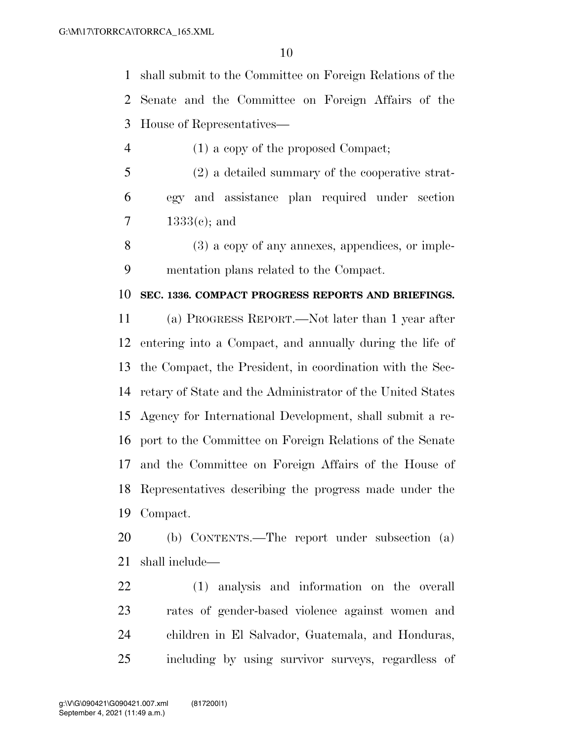shall submit to the Committee on Foreign Relations of the Senate and the Committee on Foreign Affairs of the House of Representatives—

(1) a copy of the proposed Compact;

(2) a detailed summary of the cooperative strategy and assistance plan required under section 1333(c); and

(3) a copy of any annexes, appendices, or implementation plans related to the Compact.

**SEC. 1336. COMPACT PROGRESS REPORTS AND BRIEFINGS.**

(a) PROGRESS REPORT.—Not later than 1 year after entering into a Compact, and annually during the life of the Compact, the President, in coordination with the Secretary of State and the Administrator of the United States Agency for International Development, shall submit a report to the Committee on Foreign Relations of the Senate and the Committee on Foreign Affairs of the House of Representatives describing the progress made under the Compact.

(b) CONTENTS.—The report under subsection (a) shall include—

(1) analysis and information on the overall rates of gender-based violence against women and children in El Salvador, Guatemala, and Honduras, including by using survivor surveys, regardless of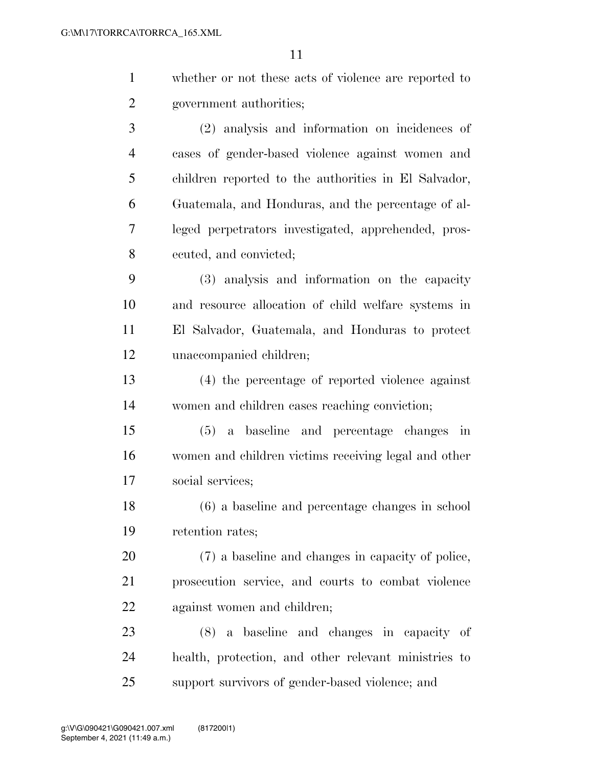whether or not these acts of violence are reported to government authorities;

(2) analysis and information on incidences of cases of gender-based violence against women and children reported to the authorities in El Salvador, Guatemala, and Honduras, and the percentage of alleged perpetrators investigated, apprehended, prosecuted, and convicted;

(3) analysis and information on the capacity and resource allocation of child welfare systems in El Salvador, Guatemala, and Honduras to protect unaccompanied children;

(4) the percentage of reported violence against women and children cases reaching conviction;

(5) a baseline and percentage changes in women and children victims receiving legal and other social services;

(6) a baseline and percentage changes in school retention rates;

(7) a baseline and changes in capacity of police, prosecution service, and courts to combat violence against women and children;

(8) a baseline and changes in capacity of health, protection, and other relevant ministries to support survivors of gender-based violence; and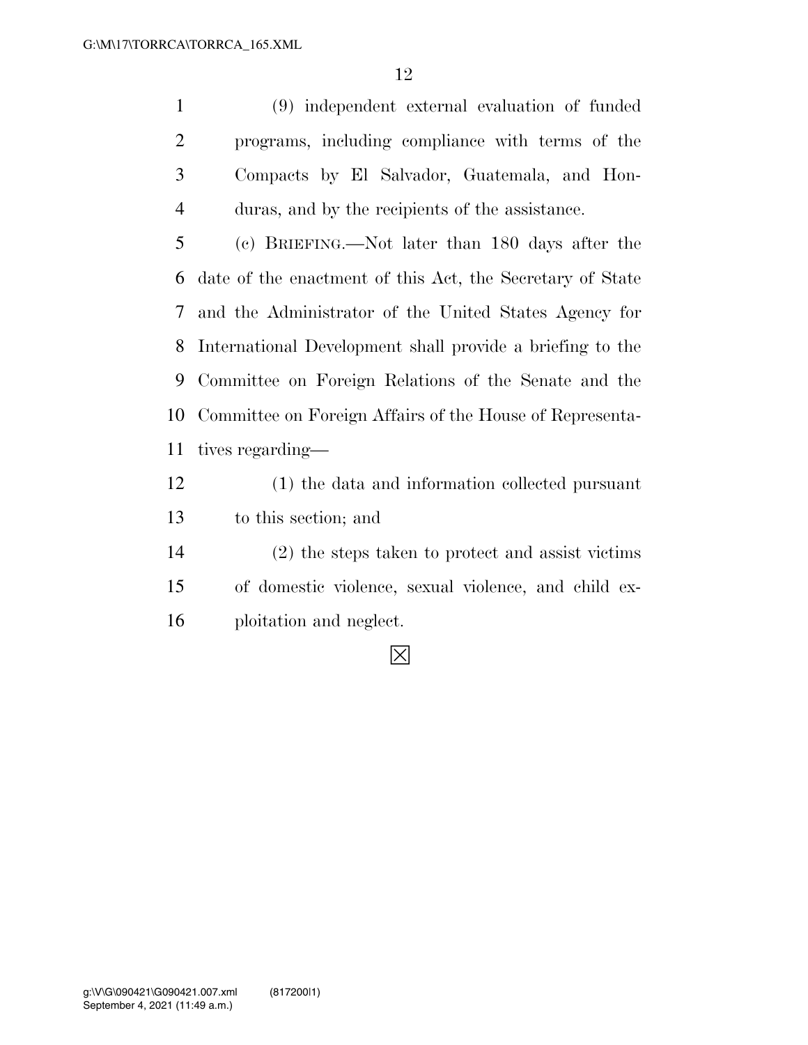(9) independent external evaluation of funded programs, including compliance with terms of the Compacts by El Salvador, Guatemala, and Honduras, and by the recipients of the assistance.

(c) BRIEFING.—Not later than 180 days after the date of the enactment of this Act, the Secretary of State and the Administrator of the United States Agency for International Development shall provide a briefing to the Committee on Foreign Relations of the Senate and the Committee on Foreign Affairs of the House of Representatives regarding—

(1) the data and information collected pursuant to this section; and

(2) the steps taken to protect and assist victims of domestic violence, sexual violence, and child exploitation and neglect.